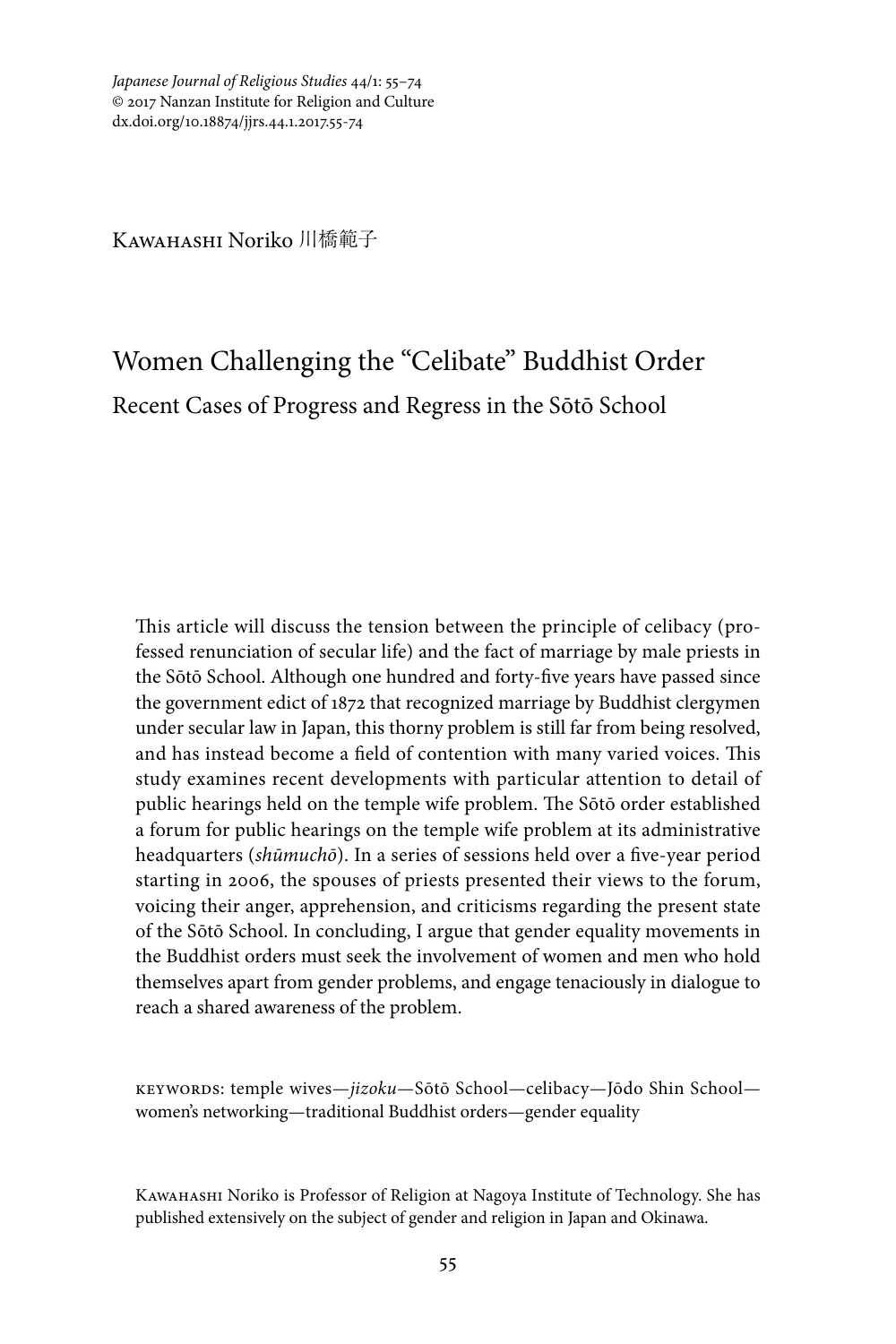*Japanese Journal of Religious Studies* 44/1: 55–74
© 2017 Nanzan Institute for Religion and Culture
dx.doi.org/10.18874/jjrs.44.1.2017.55-74

Kawahashi Noriko 川橋範子

# Women Challenging the "Celibate" Buddhist Order

## Recent Cases of Progress and Regress in the Sōtō School

This article will discuss the tension between the principle of celibacy (professed renunciation of secular life) and the fact of marriage by male priests in the Sōtō School. Although one hundred and forty-five years have passed since the government edict of 1872 that recognized marriage by Buddhist clergymen under secular law in Japan, this thorny problem is still far from being resolved, and has instead become a field of contention with many varied voices. This study examines recent developments with particular attention to detail of public hearings held on the temple wife problem. The Sōtō order established a forum for public hearings on the temple wife problem at its administrative headquarters (*shūmuchō*). In a series of sessions held over a five-year period starting in 2006, the spouses of priests presented their views to the forum, voicing their anger, apprehension, and criticisms regarding the present state of the Sōtō School. In concluding, I argue that gender equality movements in the Buddhist orders must seek the involvement of women and men who hold themselves apart from gender problems, and engage tenaciously in dialogue to reach a shared awareness of the problem.

keywords: temple wives—*jizoku*—Sōtō School—celibacy—Jōdo Shin School—women's networking—traditional Buddhist orders—gender equality

Kawahashi Noriko is Professor of Religion at Nagoya Institute of Technology. She has published extensively on the subject of gender and religion in Japan and Okinawa.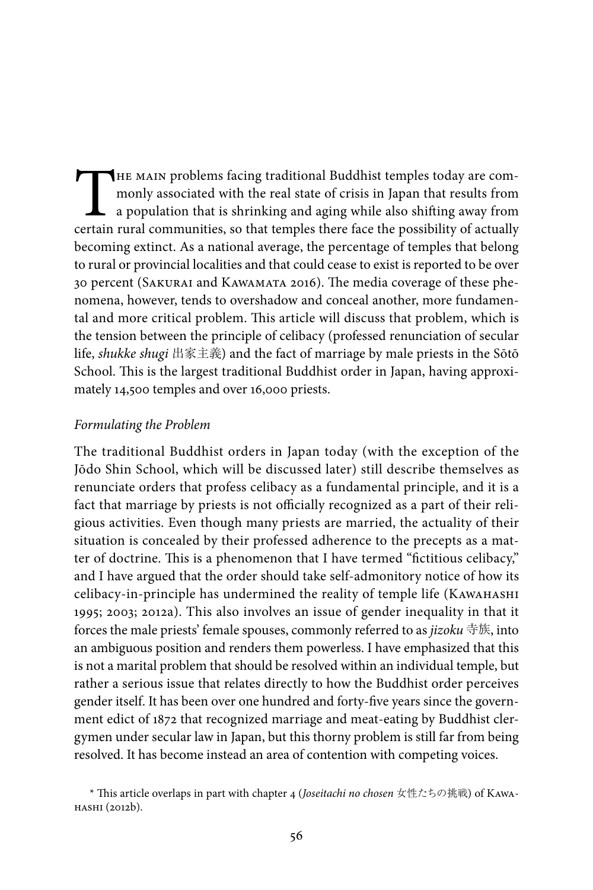The main problems facing traditional Buddhist temples today are commonly associated with the real state of crisis in Japan that results from a population that is shrinking and aging while also shifting away from certain rural communities, so that temples there face the possibility of actually becoming extinct. As a national average, the percentage of temples that belong to rural or provincial localities and that could cease to exist is reported to be over 30 percent (Sakurai and Kawamata 2016). The media coverage of these phenomena, however, tends to overshadow and conceal another, more fundamental and more critical problem. This article will discuss that problem, which is the tension between the principle of celibacy (professed renunciation of secular life, *shukke shugi* 出家主義) and the fact of marriage by male priests in the Sōtō School. This is the largest traditional Buddhist order in Japan, having approximately 14,500 temples and over 16,000 priests.

*Formulating the Problem*

The traditional Buddhist orders in Japan today (with the exception of the Jōdo Shin School, which will be discussed later) still describe themselves as renunciate orders that profess celibacy as a fundamental principle, and it is a fact that marriage by priests is not officially recognized as a part of their religious activities. Even though many priests are married, the actuality of their situation is concealed by their professed adherence to the precepts as a matter of doctrine. This is a phenomenon that I have termed "fictitious celibacy," and I have argued that the order should take self-admonitory notice of how its celibacy-in-principle has undermined the reality of temple life (Kawahashi 1995; 2003; 2012a). This also involves an issue of gender inequality in that it forces the male priests' female spouses, commonly referred to as *jizoku* 寺族, into an ambiguous position and renders them powerless. I have emphasized that this is not a marital problem that should be resolved within an individual temple, but rather a serious issue that relates directly to how the Buddhist order perceives gender itself. It has been over one hundred and forty-five years since the government edict of 1872 that recognized marriage and meat-eating by Buddhist clergymen under secular law in Japan, but this thorny problem is still far from being resolved. It has become instead an area of contention with competing voices.

\* This article overlaps in part with chapter 4 (*Joseitachi no chosen* 女性たちの挑戦) of Kawahashi (2012b).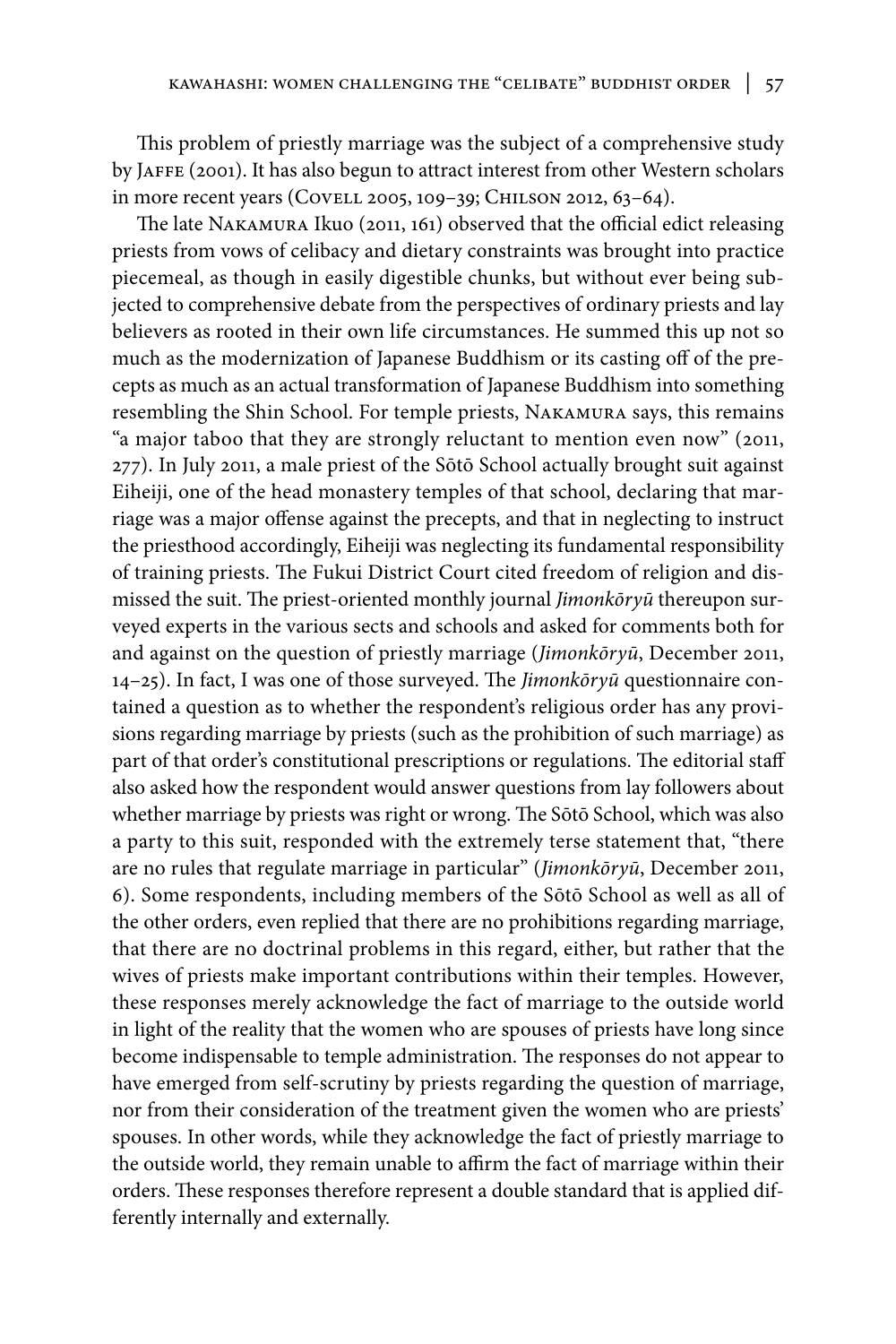This problem of priestly marriage was the subject of a comprehensive study by Jaffe (2001). It has also begun to attract interest from other Western scholars in more recent years (Covell 2005, 109–39; Chilson 2012, 63–64).

The late Nakamura Ikuo (2011, 161) observed that the official edict releasing priests from vows of celibacy and dietary constraints was brought into practice piecemeal, as though in easily digestible chunks, but without ever being subjected to comprehensive debate from the perspectives of ordinary priests and lay believers as rooted in their own life circumstances. He summed this up not so much as the modernization of Japanese Buddhism or its casting off of the precepts as much as an actual transformation of Japanese Buddhism into something resembling the Shin School. For temple priests, Nakamura says, this remains "a major taboo that they are strongly reluctant to mention even now" (2011, 277). In July 2011, a male priest of the Sōtō School actually brought suit against Eiheiji, one of the head monastery temples of that school, declaring that marriage was a major offense against the precepts, and that in neglecting to instruct the priesthood accordingly, Eiheiji was neglecting its fundamental responsibility of training priests. The Fukui District Court cited freedom of religion and dismissed the suit. The priest-oriented monthly journal *Jimonkōryū* thereupon surveyed experts in the various sects and schools and asked for comments both for and against on the question of priestly marriage (*Jimonkōryū*, December 2011, 14–25). In fact, I was one of those surveyed. The *Jimonkōryū* questionnaire contained a question as to whether the respondent's religious order has any provisions regarding marriage by priests (such as the prohibition of such marriage) as part of that order's constitutional prescriptions or regulations. The editorial staff also asked how the respondent would answer questions from lay followers about whether marriage by priests was right or wrong. The Sōtō School, which was also a party to this suit, responded with the extremely terse statement that, "there are no rules that regulate marriage in particular" (*Jimonkōryū*, December 2011, 6). Some respondents, including members of the Sōtō School as well as all of the other orders, even replied that there are no prohibitions regarding marriage, that there are no doctrinal problems in this regard, either, but rather that the wives of priests make important contributions within their temples. However, these responses merely acknowledge the fact of marriage to the outside world in light of the reality that the women who are spouses of priests have long since become indispensable to temple administration. The responses do not appear to have emerged from self-scrutiny by priests regarding the question of marriage, nor from their consideration of the treatment given the women who are priests' spouses. In other words, while they acknowledge the fact of priestly marriage to the outside world, they remain unable to affirm the fact of marriage within their orders. These responses therefore represent a double standard that is applied differently internally and externally.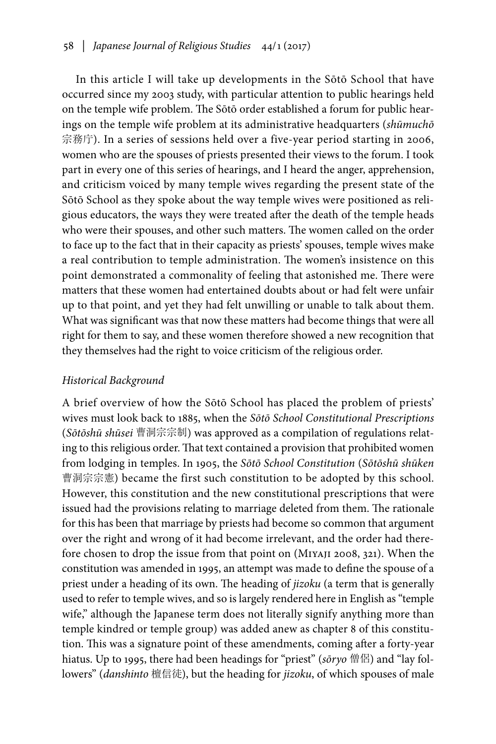In this article I will take up developments in the Sōtō School that have occurred since my 2003 study, with particular attention to public hearings held on the temple wife problem. The Sōtō order established a forum for public hearings on the temple wife problem at its administrative headquarters (*shūmuchō* 宗務庁). In a series of sessions held over a five-year period starting in 2006, women who are the spouses of priests presented their views to the forum. I took part in every one of this series of hearings, and I heard the anger, apprehension, and criticism voiced by many temple wives regarding the present state of the Sōtō School as they spoke about the way temple wives were positioned as religious educators, the ways they were treated after the death of the temple heads who were their spouses, and other such matters. The women called on the order to face up to the fact that in their capacity as priests' spouses, temple wives make a real contribution to temple administration. The women's insistence on this point demonstrated a commonality of feeling that astonished me. There were matters that these women had entertained doubts about or had felt were unfair up to that point, and yet they had felt unwilling or unable to talk about them. What was significant was that now these matters had become things that were all right for them to say, and these women therefore showed a new recognition that they themselves had the right to voice criticism of the religious order.

### *Historical Background*

A brief overview of how the Sōtō School has placed the problem of priests' wives must look back to 1885, when the *Sōtō School Constitutional Prescriptions* (*Sōtōshū shūsei* 曹洞宗宗制) was approved as a compilation of regulations relating to this religious order. That text contained a provision that prohibited women from lodging in temples. In 1905, the *Sōtō School Constitution* (*Sōtōshū shūken* 曹洞宗宗憲) became the first such constitution to be adopted by this school. However, this constitution and the new constitutional prescriptions that were issued had the provisions relating to marriage deleted from them. The rationale for this has been that marriage by priests had become so common that argument over the right and wrong of it had become irrelevant, and the order had therefore chosen to drop the issue from that point on (Miyaji 2008, 321). When the constitution was amended in 1995, an attempt was made to define the spouse of a priest under a heading of its own. The heading of *jizoku* (a term that is generally used to refer to temple wives, and so is largely rendered here in English as "temple wife," although the Japanese term does not literally signify anything more than temple kindred or temple group) was added anew as chapter 8 of this constitution. This was a signature point of these amendments, coming after a forty-year hiatus. Up to 1995, there had been headings for "priest" (*sōryo* 僧侶) and "lay followers" (*danshinto* 檀信徒), but the heading for *jizoku*, of which spouses of male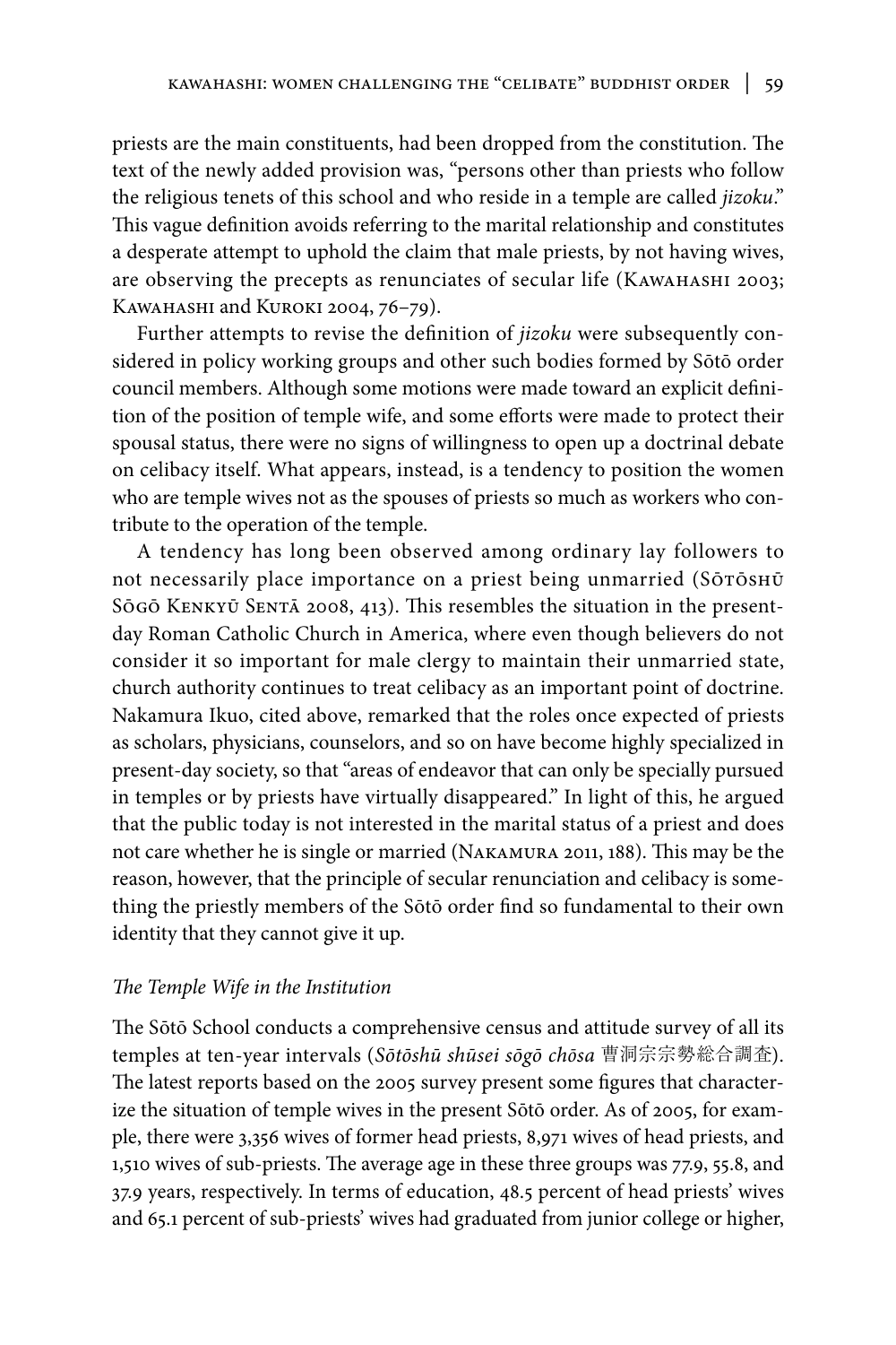priests are the main constituents, had been dropped from the constitution. The text of the newly added provision was, "persons other than priests who follow the religious tenets of this school and who reside in a temple are called *jizoku*." This vague definition avoids referring to the marital relationship and constitutes a desperate attempt to uphold the claim that male priests, by not having wives, are observing the precepts as renunciates of secular life (Kawahashi 2003; Kawahashi and Kuroki 2004, 76–79).

Further attempts to revise the definition of *jizoku* were subsequently considered in policy working groups and other such bodies formed by Sōtō order council members. Although some motions were made toward an explicit definition of the position of temple wife, and some efforts were made to protect their spousal status, there were no signs of willingness to open up a doctrinal debate on celibacy itself. What appears, instead, is a tendency to position the women who are temple wives not as the spouses of priests so much as workers who contribute to the operation of the temple.

A tendency has long been observed among ordinary lay followers to not necessarily place importance on a priest being unmarried (Sōtōshū Sōgō Kenkyū Sentā 2008, 413). This resembles the situation in the present-day Roman Catholic Church in America, where even though believers do not consider it so important for male clergy to maintain their unmarried state, church authority continues to treat celibacy as an important point of doctrine. Nakamura Ikuo, cited above, remarked that the roles once expected of priests as scholars, physicians, counselors, and so on have become highly specialized in present-day society, so that "areas of endeavor that can only be specially pursued in temples or by priests have virtually disappeared." In light of this, he argued that the public today is not interested in the marital status of a priest and does not care whether he is single or married (Nakamura 2011, 188). This may be the reason, however, that the principle of secular renunciation and celibacy is something the priestly members of the Sōtō order find so fundamental to their own identity that they cannot give it up.

### *The Temple Wife in the Institution*

The Sōtō School conducts a comprehensive census and attitude survey of all its temples at ten-year intervals (*Sōtōshū shūsei sōgō chōsa* 曹洞宗宗勢総合調査). The latest reports based on the 2005 survey present some figures that characterize the situation of temple wives in the present Sōtō order. As of 2005, for example, there were 3,356 wives of former head priests, 8,971 wives of head priests, and 1,510 wives of sub-priests. The average age in these three groups was 77.9, 55.8, and 37.9 years, respectively. In terms of education, 48.5 percent of head priests' wives and 65.1 percent of sub-priests' wives had graduated from junior college or higher,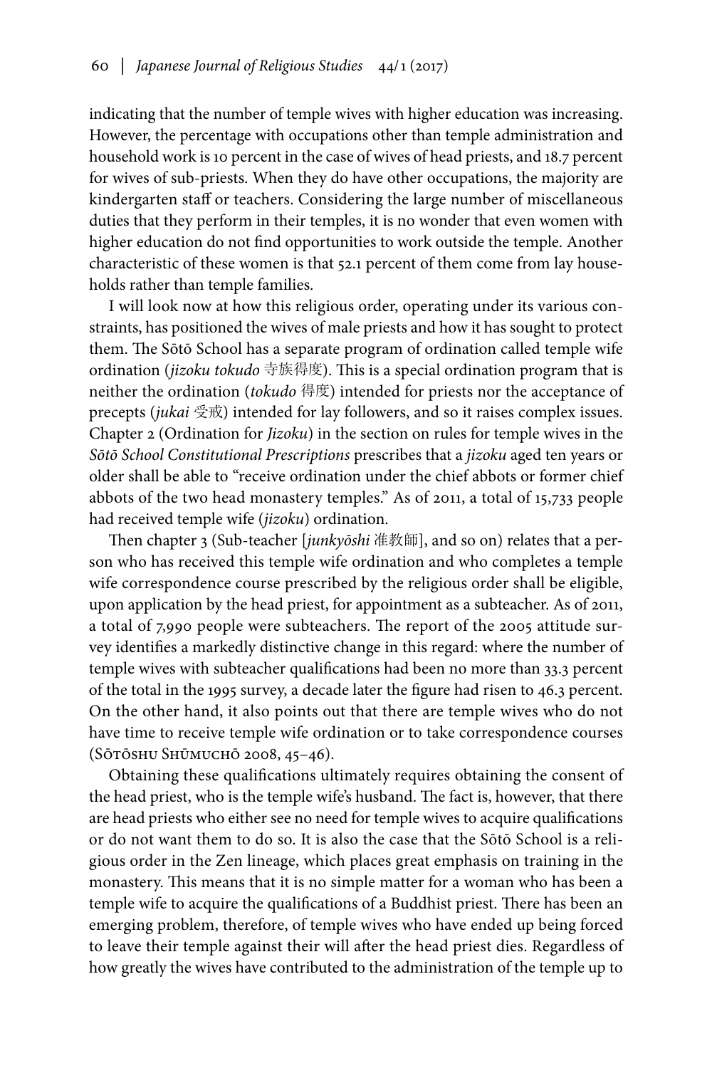indicating that the number of temple wives with higher education was increasing. However, the percentage with occupations other than temple administration and household work is 10 percent in the case of wives of head priests, and 18.7 percent for wives of sub-priests. When they do have other occupations, the majority are kindergarten staff or teachers. Considering the large number of miscellaneous duties that they perform in their temples, it is no wonder that even women with higher education do not find opportunities to work outside the temple. Another characteristic of these women is that 52.1 percent of them come from lay households rather than temple families.

I will look now at how this religious order, operating under its various constraints, has positioned the wives of male priests and how it has sought to protect them. The Sōtō School has a separate program of ordination called temple wife ordination (*jizoku tokudo* 寺族得度). This is a special ordination program that is neither the ordination (*tokudo* 得度) intended for priests nor the acceptance of precepts (*jukai* 受戒) intended for lay followers, and so it raises complex issues. Chapter 2 (Ordination for *Jizoku*) in the section on rules for temple wives in the *Sōtō School Constitutional Prescriptions* prescribes that a *jizoku* aged ten years or older shall be able to "receive ordination under the chief abbots or former chief abbots of the two head monastery temples." As of 2011, a total of 15,733 people had received temple wife (*jizoku*) ordination.

Then chapter 3 (Sub-teacher [*junkyōshi* 准教師], and so on) relates that a person who has received this temple wife ordination and who completes a temple wife correspondence course prescribed by the religious order shall be eligible, upon application by the head priest, for appointment as a subteacher. As of 2011, a total of 7,990 people were subteachers. The report of the 2005 attitude survey identifies a markedly distinctive change in this regard: where the number of temple wives with subteacher qualifications had been no more than 33.3 percent of the total in the 1995 survey, a decade later the figure had risen to 46.3 percent. On the other hand, it also points out that there are temple wives who do not have time to receive temple wife ordination or to take correspondence courses (Sōtōshu Shūmuchō 2008, 45–46).

Obtaining these qualifications ultimately requires obtaining the consent of the head priest, who is the temple wife's husband. The fact is, however, that there are head priests who either see no need for temple wives to acquire qualifications or do not want them to do so. It is also the case that the Sōtō School is a religious order in the Zen lineage, which places great emphasis on training in the monastery. This means that it is no simple matter for a woman who has been a temple wife to acquire the qualifications of a Buddhist priest. There has been an emerging problem, therefore, of temple wives who have ended up being forced to leave their temple against their will after the head priest dies. Regardless of how greatly the wives have contributed to the administration of the temple up to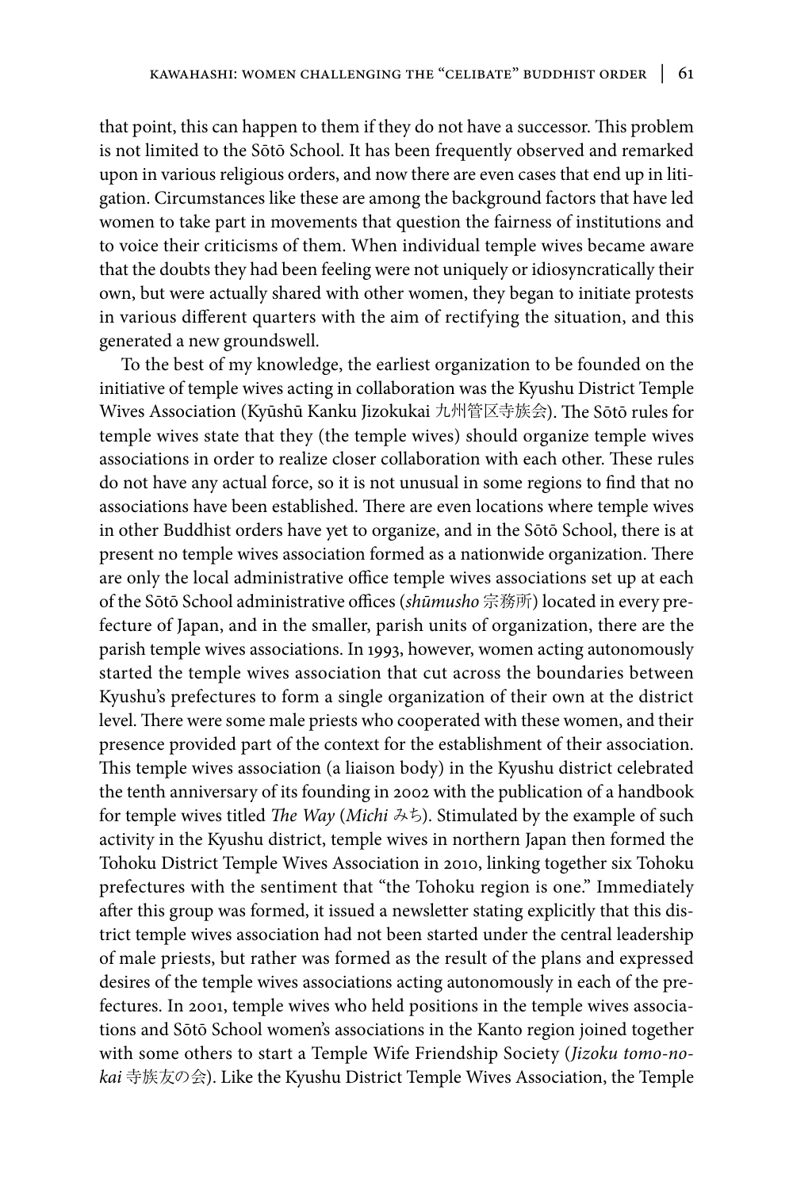that point, this can happen to them if they do not have a successor. This problem is not limited to the Sōtō School. It has been frequently observed and remarked upon in various religious orders, and now there are even cases that end up in litigation. Circumstances like these are among the background factors that have led women to take part in movements that question the fairness of institutions and to voice their criticisms of them. When individual temple wives became aware that the doubts they had been feeling were not uniquely or idiosyncratically their own, but were actually shared with other women, they began to initiate protests in various different quarters with the aim of rectifying the situation, and this generated a new groundswell.

To the best of my knowledge, the earliest organization to be founded on the initiative of temple wives acting in collaboration was the Kyushu District Temple Wives Association (Kyūshū Kanku Jizokukai 九州管区寺族会). The Sōtō rules for temple wives state that they (the temple wives) should organize temple wives associations in order to realize closer collaboration with each other. These rules do not have any actual force, so it is not unusual in some regions to find that no associations have been established. There are even locations where temple wives in other Buddhist orders have yet to organize, and in the Sōtō School, there is at present no temple wives association formed as a nationwide organization. There are only the local administrative office temple wives associations set up at each of the Sōtō School administrative offices (*shūmusho* 宗務所) located in every prefecture of Japan, and in the smaller, parish units of organization, there are the parish temple wives associations. In 1993, however, women acting autonomously started the temple wives association that cut across the boundaries between Kyushu's prefectures to form a single organization of their own at the district level. There were some male priests who cooperated with these women, and their presence provided part of the context for the establishment of their association. This temple wives association (a liaison body) in the Kyushu district celebrated the tenth anniversary of its founding in 2002 with the publication of a handbook for temple wives titled *The Way* (*Michi* みち). Stimulated by the example of such activity in the Kyushu district, temple wives in northern Japan then formed the Tohoku District Temple Wives Association in 2010, linking together six Tohoku prefectures with the sentiment that "the Tohoku region is one." Immediately after this group was formed, it issued a newsletter stating explicitly that this district temple wives association had not been started under the central leadership of male priests, but rather was formed as the result of the plans and expressed desires of the temple wives associations acting autonomously in each of the prefectures. In 2001, temple wives who held positions in the temple wives associations and Sōtō School women's associations in the Kanto region joined together with some others to start a Temple Wife Friendship Society (*Jizoku tomo-no-kai* 寺族友の会). Like the Kyushu District Temple Wives Association, the Temple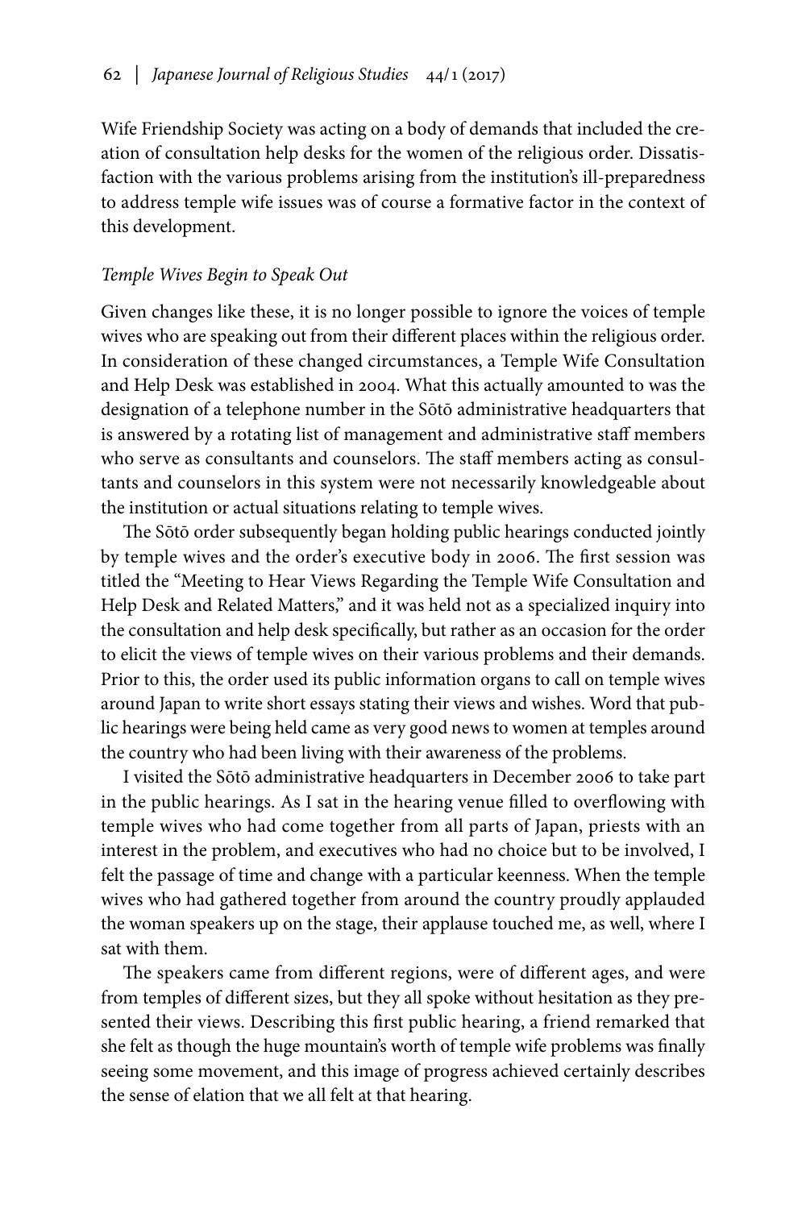Wife Friendship Society was acting on a body of demands that included the creation of consultation help desks for the women of the religious order. Dissatisfaction with the various problems arising from the institution's ill-preparedness to address temple wife issues was of course a formative factor in the context of this development.

### *Temple Wives Begin to Speak Out*

Given changes like these, it is no longer possible to ignore the voices of temple wives who are speaking out from their different places within the religious order. In consideration of these changed circumstances, a Temple Wife Consultation and Help Desk was established in 2004. What this actually amounted to was the designation of a telephone number in the Sōtō administrative headquarters that is answered by a rotating list of management and administrative staff members who serve as consultants and counselors. The staff members acting as consultants and counselors in this system were not necessarily knowledgeable about the institution or actual situations relating to temple wives.

The Sōtō order subsequently began holding public hearings conducted jointly by temple wives and the order's executive body in 2006. The first session was titled the "Meeting to Hear Views Regarding the Temple Wife Consultation and Help Desk and Related Matters," and it was held not as a specialized inquiry into the consultation and help desk specifically, but rather as an occasion for the order to elicit the views of temple wives on their various problems and their demands. Prior to this, the order used its public information organs to call on temple wives around Japan to write short essays stating their views and wishes. Word that public hearings were being held came as very good news to women at temples around the country who had been living with their awareness of the problems.

I visited the Sōtō administrative headquarters in December 2006 to take part in the public hearings. As I sat in the hearing venue filled to overflowing with temple wives who had come together from all parts of Japan, priests with an interest in the problem, and executives who had no choice but to be involved, I felt the passage of time and change with a particular keenness. When the temple wives who had gathered together from around the country proudly applauded the woman speakers up on the stage, their applause touched me, as well, where I sat with them.

The speakers came from different regions, were of different ages, and were from temples of different sizes, but they all spoke without hesitation as they presented their views. Describing this first public hearing, a friend remarked that she felt as though the huge mountain's worth of temple wife problems was finally seeing some movement, and this image of progress achieved certainly describes the sense of elation that we all felt at that hearing.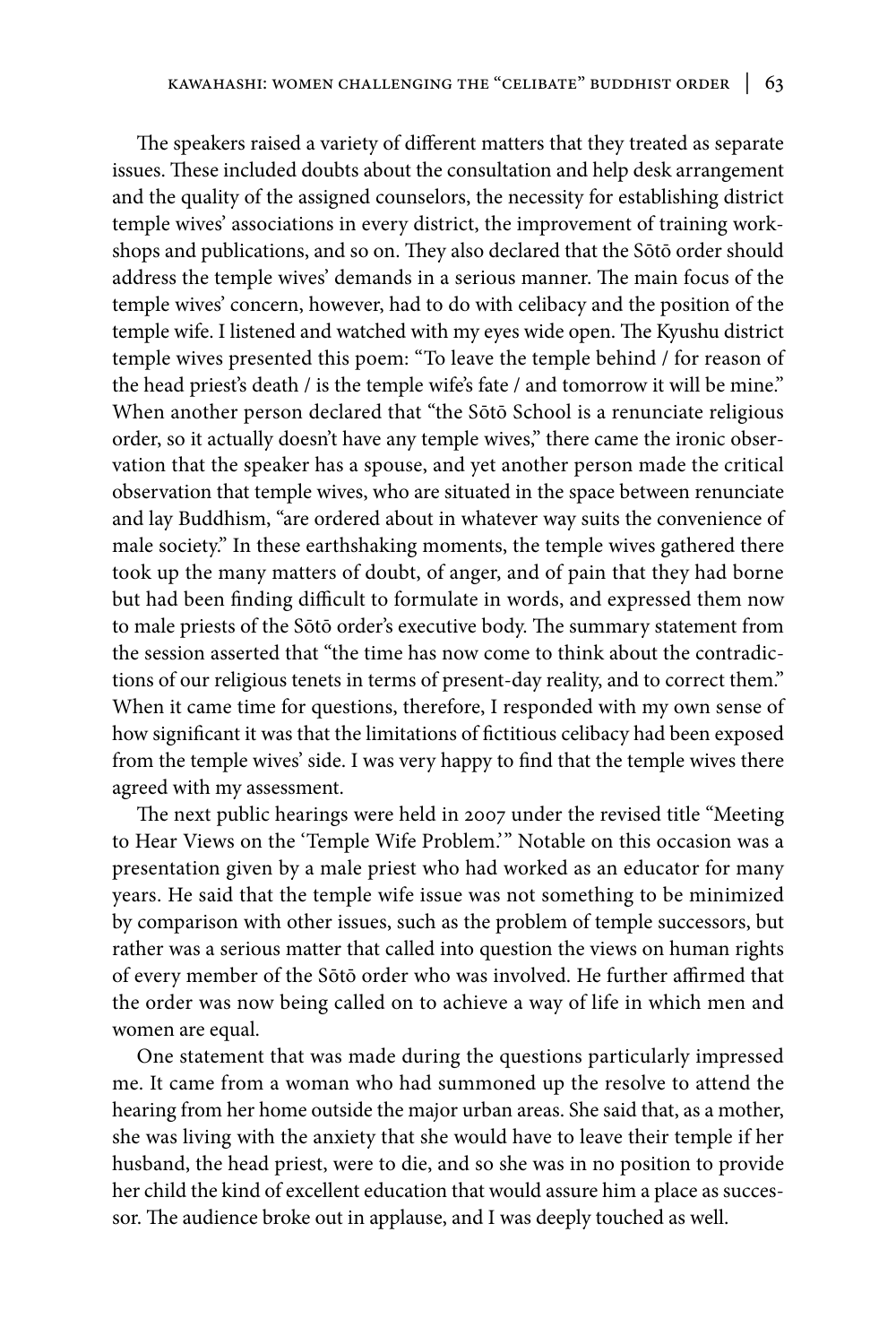The speakers raised a variety of different matters that they treated as separate issues. These included doubts about the consultation and help desk arrangement and the quality of the assigned counselors, the necessity for establishing district temple wives' associations in every district, the improvement of training workshops and publications, and so on. They also declared that the Sōtō order should address the temple wives' demands in a serious manner. The main focus of the temple wives' concern, however, had to do with celibacy and the position of the temple wife. I listened and watched with my eyes wide open. The Kyushu district temple wives presented this poem: "To leave the temple behind / for reason of the head priest's death / is the temple wife's fate / and tomorrow it will be mine." When another person declared that "the Sōtō School is a renunciate religious order, so it actually doesn't have any temple wives," there came the ironic observation that the speaker has a spouse, and yet another person made the critical observation that temple wives, who are situated in the space between renunciate and lay Buddhism, "are ordered about in whatever way suits the convenience of male society." In these earthshaking moments, the temple wives gathered there took up the many matters of doubt, of anger, and of pain that they had borne but had been finding difficult to formulate in words, and expressed them now to male priests of the Sōtō order's executive body. The summary statement from the session asserted that "the time has now come to think about the contradictions of our religious tenets in terms of present-day reality, and to correct them." When it came time for questions, therefore, I responded with my own sense of how significant it was that the limitations of fictitious celibacy had been exposed from the temple wives' side. I was very happy to find that the temple wives there agreed with my assessment.

The next public hearings were held in 2007 under the revised title "Meeting to Hear Views on the 'Temple Wife Problem.'" Notable on this occasion was a presentation given by a male priest who had worked as an educator for many years. He said that the temple wife issue was not something to be minimized by comparison with other issues, such as the problem of temple successors, but rather was a serious matter that called into question the views on human rights of every member of the Sōtō order who was involved. He further affirmed that the order was now being called on to achieve a way of life in which men and women are equal.

One statement that was made during the questions particularly impressed me. It came from a woman who had summoned up the resolve to attend the hearing from her home outside the major urban areas. She said that, as a mother, she was living with the anxiety that she would have to leave their temple if her husband, the head priest, were to die, and so she was in no position to provide her child the kind of excellent education that would assure him a place as successor. The audience broke out in applause, and I was deeply touched as well.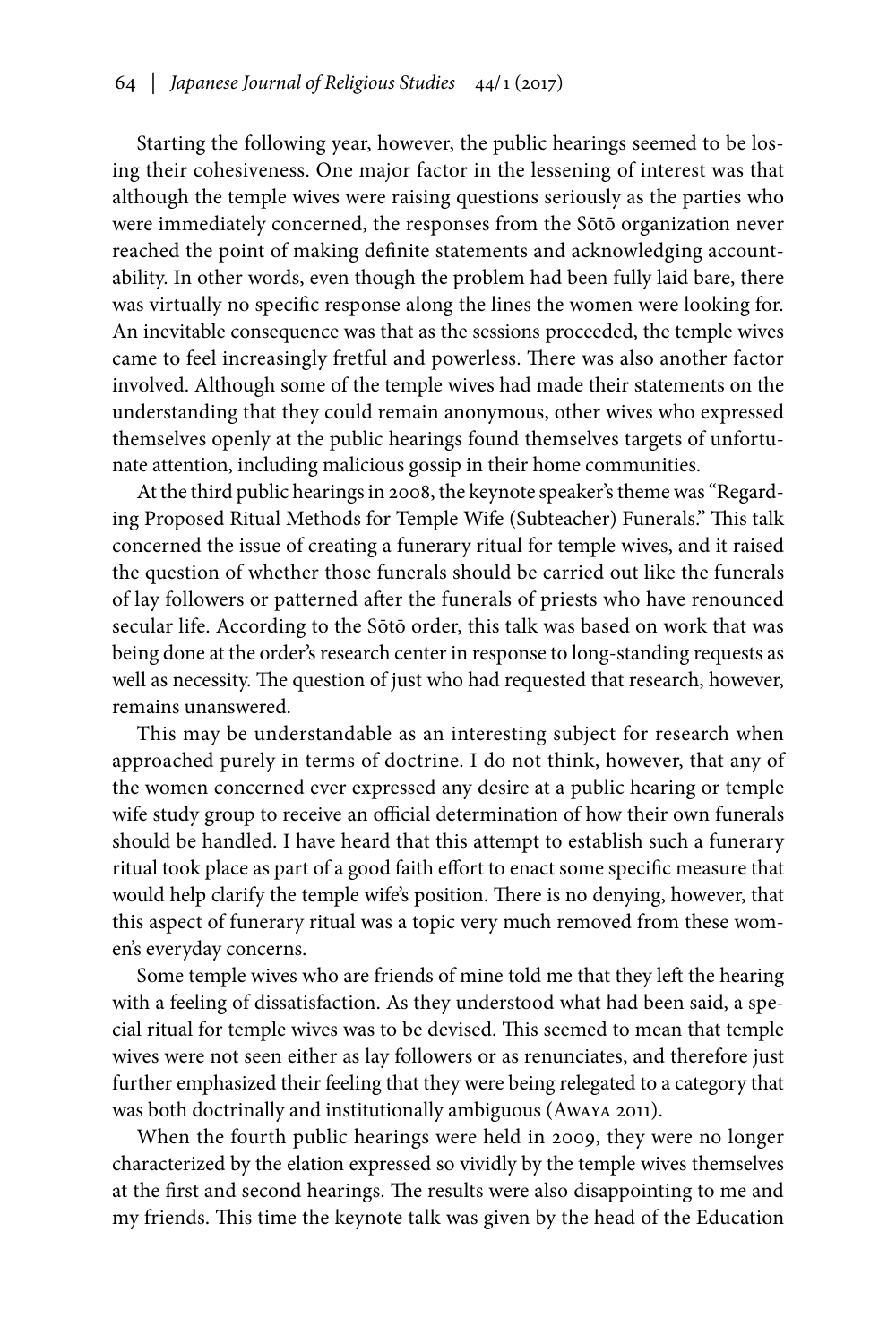Starting the following year, however, the public hearings seemed to be losing their cohesiveness. One major factor in the lessening of interest was that although the temple wives were raising questions seriously as the parties who were immediately concerned, the responses from the Sōtō organization never reached the point of making definite statements and acknowledging accountability. In other words, even though the problem had been fully laid bare, there was virtually no specific response along the lines the women were looking for. An inevitable consequence was that as the sessions proceeded, the temple wives came to feel increasingly fretful and powerless. There was also another factor involved. Although some of the temple wives had made their statements on the understanding that they could remain anonymous, other wives who expressed themselves openly at the public hearings found themselves targets of unfortunate attention, including malicious gossip in their home communities.

At the third public hearings in 2008, the keynote speaker's theme was "Regarding Proposed Ritual Methods for Temple Wife (Subteacher) Funerals." This talk concerned the issue of creating a funerary ritual for temple wives, and it raised the question of whether those funerals should be carried out like the funerals of lay followers or patterned after the funerals of priests who have renounced secular life. According to the Sōtō order, this talk was based on work that was being done at the order's research center in response to long-standing requests as well as necessity. The question of just who had requested that research, however, remains unanswered.

This may be understandable as an interesting subject for research when approached purely in terms of doctrine. I do not think, however, that any of the women concerned ever expressed any desire at a public hearing or temple wife study group to receive an official determination of how their own funerals should be handled. I have heard that this attempt to establish such a funerary ritual took place as part of a good faith effort to enact some specific measure that would help clarify the temple wife's position. There is no denying, however, that this aspect of funerary ritual was a topic very much removed from these women's everyday concerns.

Some temple wives who are friends of mine told me that they left the hearing with a feeling of dissatisfaction. As they understood what had been said, a special ritual for temple wives was to be devised. This seemed to mean that temple wives were not seen either as lay followers or as renunciates, and therefore just further emphasized their feeling that they were being relegated to a category that was both doctrinally and institutionally ambiguous (Awaya 2011).

When the fourth public hearings were held in 2009, they were no longer characterized by the elation expressed so vividly by the temple wives themselves at the first and second hearings. The results were also disappointing to me and my friends. This time the keynote talk was given by the head of the Education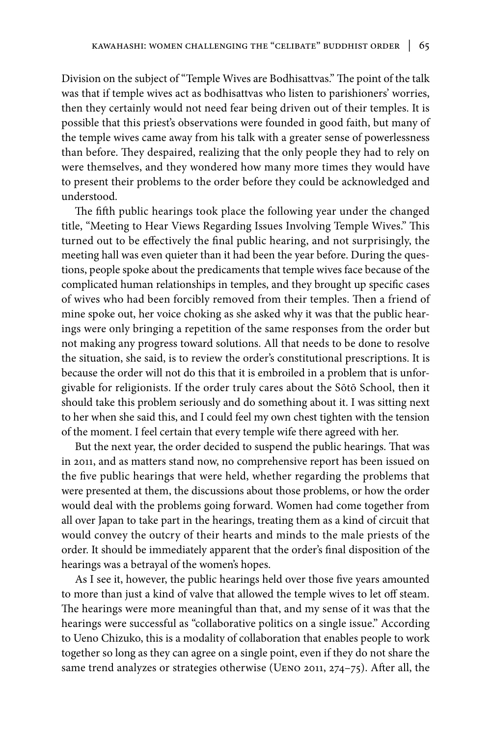Division on the subject of "Temple Wives are Bodhisattvas." The point of the talk was that if temple wives act as bodhisattvas who listen to parishioners' worries, then they certainly would not need fear being driven out of their temples. It is possible that this priest's observations were founded in good faith, but many of the temple wives came away from his talk with a greater sense of powerlessness than before. They despaired, realizing that the only people they had to rely on were themselves, and they wondered how many more times they would have to present their problems to the order before they could be acknowledged and understood.

The fifth public hearings took place the following year under the changed title, "Meeting to Hear Views Regarding Issues Involving Temple Wives." This turned out to be effectively the final public hearing, and not surprisingly, the meeting hall was even quieter than it had been the year before. During the questions, people spoke about the predicaments that temple wives face because of the complicated human relationships in temples, and they brought up specific cases of wives who had been forcibly removed from their temples. Then a friend of mine spoke out, her voice choking as she asked why it was that the public hearings were only bringing a repetition of the same responses from the order but not making any progress toward solutions. All that needs to be done to resolve the situation, she said, is to review the order's constitutional prescriptions. It is because the order will not do this that it is embroiled in a problem that is unforgivable for religionists. If the order truly cares about the Sōtō School, then it should take this problem seriously and do something about it. I was sitting next to her when she said this, and I could feel my own chest tighten with the tension of the moment. I feel certain that every temple wife there agreed with her.

But the next year, the order decided to suspend the public hearings. That was in 2011, and as matters stand now, no comprehensive report has been issued on the five public hearings that were held, whether regarding the problems that were presented at them, the discussions about those problems, or how the order would deal with the problems going forward. Women had come together from all over Japan to take part in the hearings, treating them as a kind of circuit that would convey the outcry of their hearts and minds to the male priests of the order. It should be immediately apparent that the order's final disposition of the hearings was a betrayal of the women's hopes.

As I see it, however, the public hearings held over those five years amounted to more than just a kind of valve that allowed the temple wives to let off steam. The hearings were more meaningful than that, and my sense of it was that the hearings were successful as "collaborative politics on a single issue." According to Ueno Chizuko, this is a modality of collaboration that enables people to work together so long as they can agree on a single point, even if they do not share the same trend analyzes or strategies otherwise (Ueno 2011, 274–75). After all, the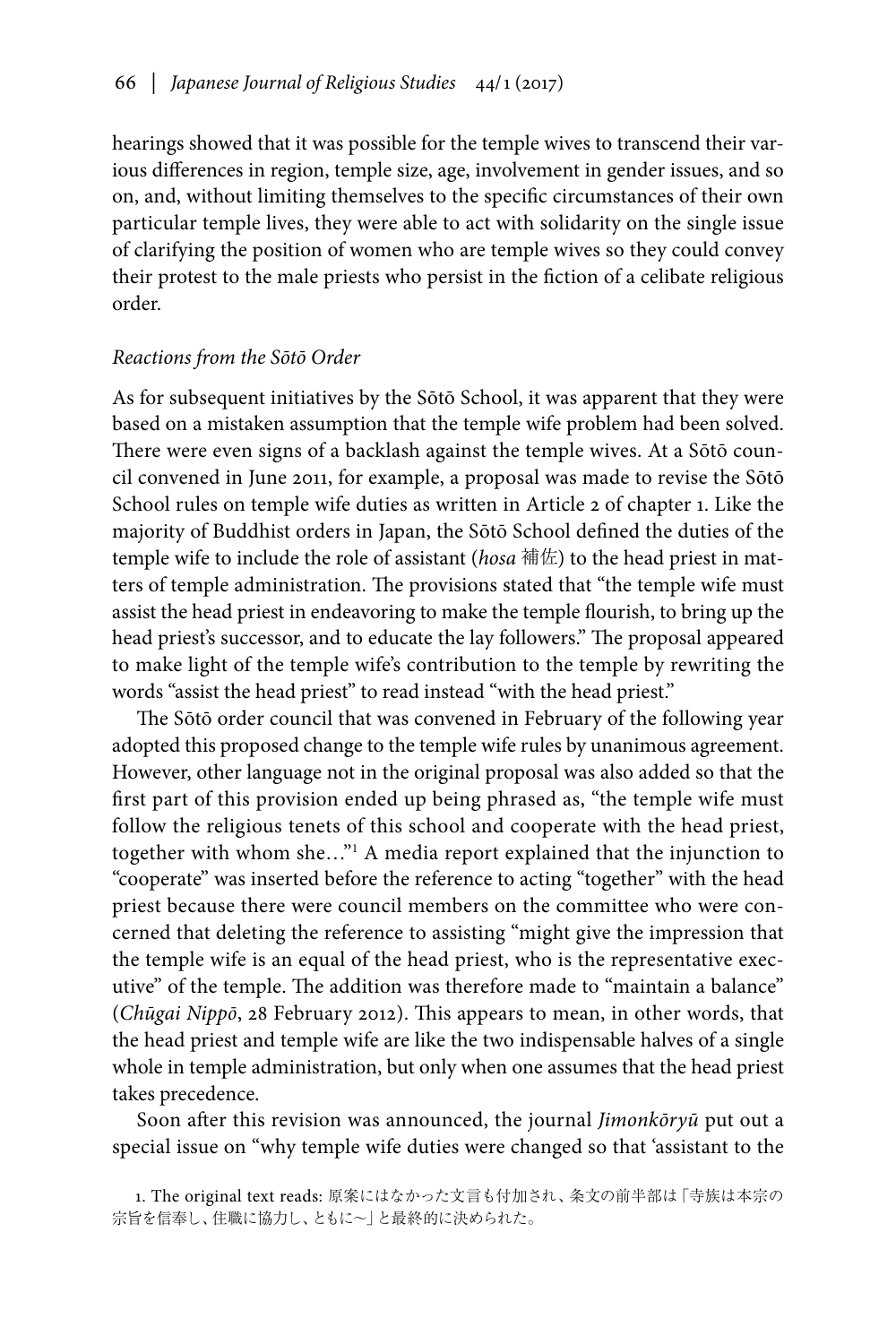hearings showed that it was possible for the temple wives to transcend their various differences in region, temple size, age, involvement in gender issues, and so on, and, without limiting themselves to the specific circumstances of their own particular temple lives, they were able to act with solidarity on the single issue of clarifying the position of women who are temple wives so they could convey their protest to the male priests who persist in the fiction of a celibate religious order.

*Reactions from the Sōtō Order*

As for subsequent initiatives by the Sōtō School, it was apparent that they were based on a mistaken assumption that the temple wife problem had been solved. There were even signs of a backlash against the temple wives. At a Sōtō council convened in June 2011, for example, a proposal was made to revise the Sōtō School rules on temple wife duties as written in Article 2 of chapter 1. Like the majority of Buddhist orders in Japan, the Sōtō School defined the duties of the temple wife to include the role of assistant (*hosa* 補佐) to the head priest in matters of temple administration. The provisions stated that "the temple wife must assist the head priest in endeavoring to make the temple flourish, to bring up the head priest's successor, and to educate the lay followers." The proposal appeared to make light of the temple wife's contribution to the temple by rewriting the words "assist the head priest" to read instead "with the head priest."

The Sōtō order council that was convened in February of the following year adopted this proposed change to the temple wife rules by unanimous agreement. However, other language not in the original proposal was also added so that the first part of this provision ended up being phrased as, "the temple wife must follow the religious tenets of this school and cooperate with the head priest, together with whom she…"[1] A media report explained that the injunction to "cooperate" was inserted before the reference to acting "together" with the head priest because there were council members on the committee who were concerned that deleting the reference to assisting "might give the impression that the temple wife is an equal of the head priest, who is the representative executive" of the temple. The addition was therefore made to "maintain a balance" (*Chūgai Nippō*, 28 February 2012). This appears to mean, in other words, that the head priest and temple wife are like the two indispensable halves of a single whole in temple administration, but only when one assumes that the head priest takes precedence.

Soon after this revision was announced, the journal *Jimonkōryū* put out a special issue on "why temple wife duties were changed so that 'assistant to the

1. The original text reads: 原案にはなかった文言も付加され、条文の前半部は「寺族は本宗の宗旨を信奉し、住職に協力し、ともに〜」と最終的に決められた。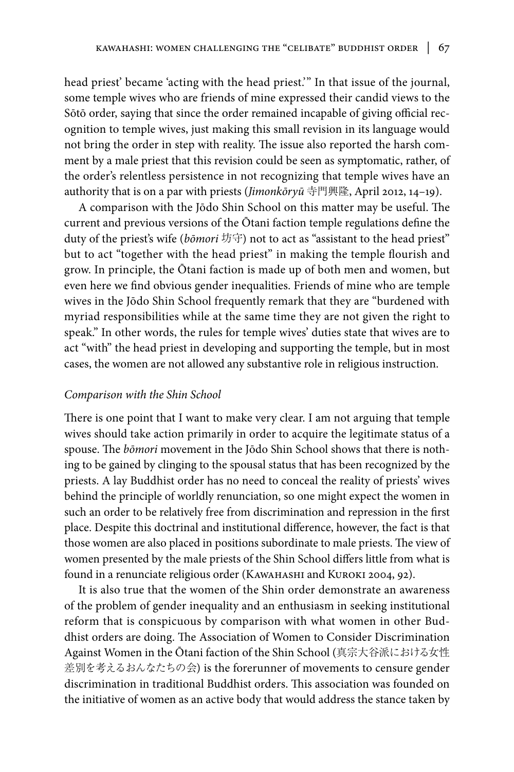head priest' became 'acting with the head priest.'" In that issue of the journal, some temple wives who are friends of mine expressed their candid views to the Sōtō order, saying that since the order remained incapable of giving official recognition to temple wives, just making this small revision in its language would not bring the order in step with reality. The issue also reported the harsh comment by a male priest that this revision could be seen as symptomatic, rather, of the order's relentless persistence in not recognizing that temple wives have an authority that is on a par with priests (*Jimonkōryū* 寺門興隆, April 2012, 14–19).

A comparison with the Jōdo Shin School on this matter may be useful. The current and previous versions of the Ōtani faction temple regulations define the duty of the priest's wife (*bōmori* 坊守) not to act as "assistant to the head priest" but to act "together with the head priest" in making the temple flourish and grow. In principle, the Ōtani faction is made up of both men and women, but even here we find obvious gender inequalities. Friends of mine who are temple wives in the Jōdo Shin School frequently remark that they are "burdened with myriad responsibilities while at the same time they are not given the right to speak." In other words, the rules for temple wives' duties state that wives are to act "with" the head priest in developing and supporting the temple, but in most cases, the women are not allowed any substantive role in religious instruction.

### *Comparison with the Shin School*

There is one point that I want to make very clear. I am not arguing that temple wives should take action primarily in order to acquire the legitimate status of a spouse. The *bōmori* movement in the Jōdo Shin School shows that there is nothing to be gained by clinging to the spousal status that has been recognized by the priests. A lay Buddhist order has no need to conceal the reality of priests' wives behind the principle of worldly renunciation, so one might expect the women in such an order to be relatively free from discrimination and repression in the first place. Despite this doctrinal and institutional difference, however, the fact is that those women are also placed in positions subordinate to male priests. The view of women presented by the male priests of the Shin School differs little from what is found in a renunciate religious order (Kawahashi and Kuroki 2004, 92).

It is also true that the women of the Shin order demonstrate an awareness of the problem of gender inequality and an enthusiasm in seeking institutional reform that is conspicuous by comparison with what women in other Buddhist orders are doing. The Association of Women to Consider Discrimination Against Women in the Ōtani faction of the Shin School (真宗大谷派における女性差別を考えるおんなたちの会) is the forerunner of movements to censure gender discrimination in traditional Buddhist orders. This association was founded on the initiative of women as an active body that would address the stance taken by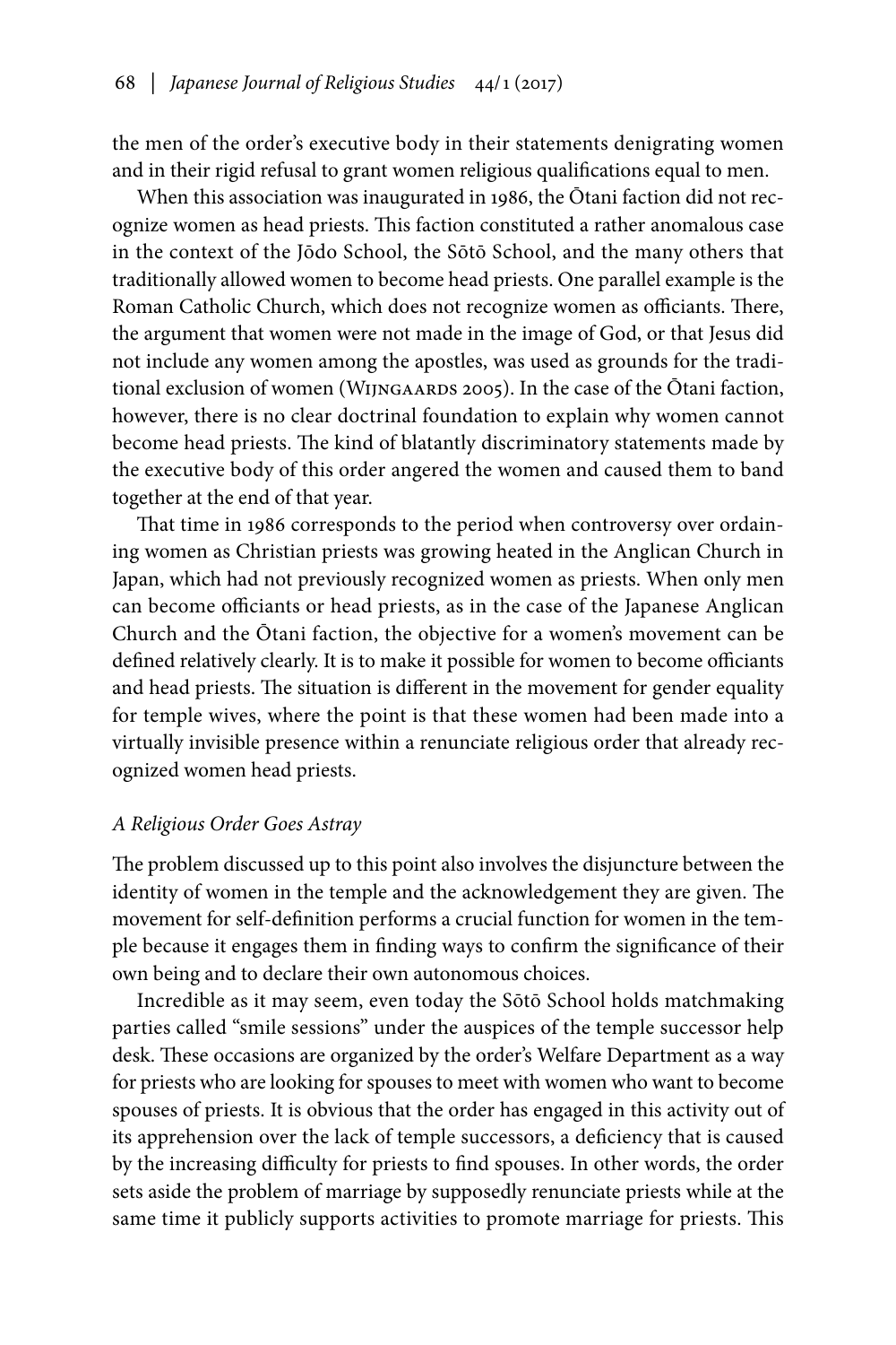the men of the order's executive body in their statements denigrating women and in their rigid refusal to grant women religious qualifications equal to men.

When this association was inaugurated in 1986, the Ōtani faction did not recognize women as head priests. This faction constituted a rather anomalous case in the context of the Jōdo School, the Sōtō School, and the many others that traditionally allowed women to become head priests. One parallel example is the Roman Catholic Church, which does not recognize women as officiants. There, the argument that women were not made in the image of God, or that Jesus did not include any women among the apostles, was used as grounds for the traditional exclusion of women (Wijngaards 2005). In the case of the Ōtani faction, however, there is no clear doctrinal foundation to explain why women cannot become head priests. The kind of blatantly discriminatory statements made by the executive body of this order angered the women and caused them to band together at the end of that year.

That time in 1986 corresponds to the period when controversy over ordaining women as Christian priests was growing heated in the Anglican Church in Japan, which had not previously recognized women as priests. When only men can become officiants or head priests, as in the case of the Japanese Anglican Church and the Ōtani faction, the objective for a women's movement can be defined relatively clearly. It is to make it possible for women to become officiants and head priests. The situation is different in the movement for gender equality for temple wives, where the point is that these women had been made into a virtually invisible presence within a renunciate religious order that already recognized women head priests.

### *A Religious Order Goes Astray*

The problem discussed up to this point also involves the disjuncture between the identity of women in the temple and the acknowledgement they are given. The movement for self-definition performs a crucial function for women in the temple because it engages them in finding ways to confirm the significance of their own being and to declare their own autonomous choices.

Incredible as it may seem, even today the Sōtō School holds matchmaking parties called "smile sessions" under the auspices of the temple successor help desk. These occasions are organized by the order's Welfare Department as a way for priests who are looking for spouses to meet with women who want to become spouses of priests. It is obvious that the order has engaged in this activity out of its apprehension over the lack of temple successors, a deficiency that is caused by the increasing difficulty for priests to find spouses. In other words, the order sets aside the problem of marriage by supposedly renunciate priests while at the same time it publicly supports activities to promote marriage for priests. This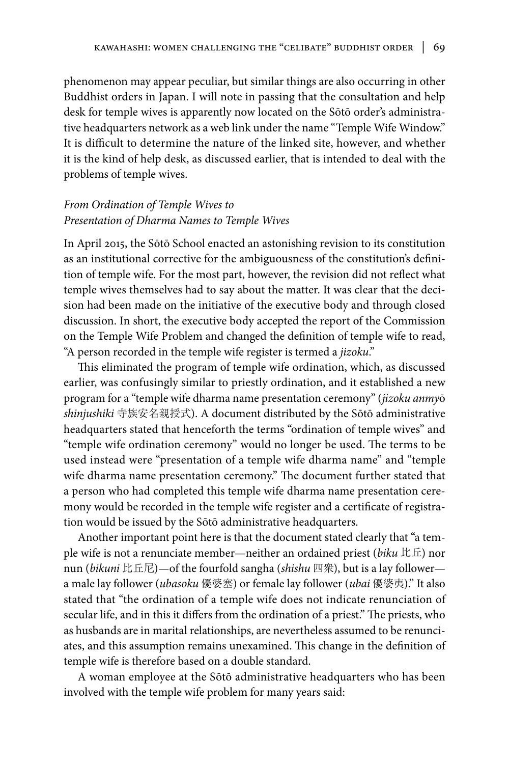phenomenon may appear peculiar, but similar things are also occurring in other Buddhist orders in Japan. I will note in passing that the consultation and help desk for temple wives is apparently now located on the Sōtō order's administrative headquarters network as a web link under the name "Temple Wife Window." It is difficult to determine the nature of the linked site, however, and whether it is the kind of help desk, as discussed earlier, that is intended to deal with the problems of temple wives.

### *From Ordination of Temple Wives to Presentation of Dharma Names to Temple Wives*

In April 2015, the Sōtō School enacted an astonishing revision to its constitution as an institutional corrective for the ambiguousness of the constitution's definition of temple wife. For the most part, however, the revision did not reflect what temple wives themselves had to say about the matter. It was clear that the decision had been made on the initiative of the executive body and through closed discussion. In short, the executive body accepted the report of the Commission on the Temple Wife Problem and changed the definition of temple wife to read, "A person recorded in the temple wife register is termed a *jizoku*."

This eliminated the program of temple wife ordination, which, as discussed earlier, was confusingly similar to priestly ordination, and it established a new program for a "temple wife dharma name presentation ceremony" (*jizoku anmyō shinjushiki* 寺族安名親授式). A document distributed by the Sōtō administrative headquarters stated that henceforth the terms "ordination of temple wives" and "temple wife ordination ceremony" would no longer be used. The terms to be used instead were "presentation of a temple wife dharma name" and "temple wife dharma name presentation ceremony." The document further stated that a person who had completed this temple wife dharma name presentation ceremony would be recorded in the temple wife register and a certificate of registration would be issued by the Sōtō administrative headquarters.

Another important point here is that the document stated clearly that "a temple wife is not a renunciate member—neither an ordained priest (*biku* 比丘) nor nun (*bikuni* 比丘尼)—of the fourfold sangha (*shishu* 四衆), but is a lay follower—a male lay follower (*ubasoku* 優婆塞) or female lay follower (*ubai* 優婆夷)." It also stated that "the ordination of a temple wife does not indicate renunciation of secular life, and in this it differs from the ordination of a priest." The priests, who as husbands are in marital relationships, are nevertheless assumed to be renunciates, and this assumption remains unexamined. This change in the definition of temple wife is therefore based on a double standard.

A woman employee at the Sōtō administrative headquarters who has been involved with the temple wife problem for many years said: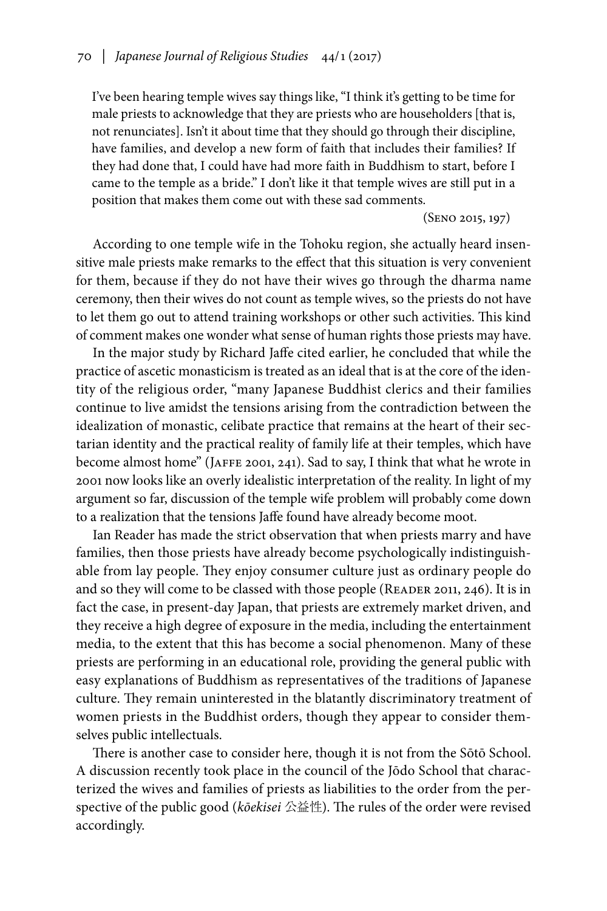> I've been hearing temple wives say things like, "I think it's getting to be time for male priests to acknowledge that they are priests who are householders [that is, not renunciates]. Isn't it about time that they should go through their discipline, have families, and develop a new form of faith that includes their families? If they had done that, I could have had more faith in Buddhism to start, before I came to the temple as a bride." I don't like it that temple wives are still put in a position that makes them come out with these sad comments.
>
> (Seno 2015, 197)

According to one temple wife in the Tohoku region, she actually heard insensitive male priests make remarks to the effect that this situation is very convenient for them, because if they do not have their wives go through the dharma name ceremony, then their wives do not count as temple wives, so the priests do not have to let them go out to attend training workshops or other such activities. This kind of comment makes one wonder what sense of human rights those priests may have.

In the major study by Richard Jaffe cited earlier, he concluded that while the practice of ascetic monasticism is treated as an ideal that is at the core of the identity of the religious order, "many Japanese Buddhist clerics and their families continue to live amidst the tensions arising from the contradiction between the idealization of monastic, celibate practice that remains at the heart of their sectarian identity and the practical reality of family life at their temples, which have become almost home" (Jaffe 2001, 241). Sad to say, I think that what he wrote in 2001 now looks like an overly idealistic interpretation of the reality. In light of my argument so far, discussion of the temple wife problem will probably come down to a realization that the tensions Jaffe found have already become moot.

Ian Reader has made the strict observation that when priests marry and have families, then those priests have already become psychologically indistinguishable from lay people. They enjoy consumer culture just as ordinary people do and so they will come to be classed with those people (Reader 2011, 246). It is in fact the case, in present-day Japan, that priests are extremely market driven, and they receive a high degree of exposure in the media, including the entertainment media, to the extent that this has become a social phenomenon. Many of these priests are performing in an educational role, providing the general public with easy explanations of Buddhism as representatives of the traditions of Japanese culture. They remain uninterested in the blatantly discriminatory treatment of women priests in the Buddhist orders, though they appear to consider themselves public intellectuals.

There is another case to consider here, though it is not from the Sōtō School. A discussion recently took place in the council of the Jōdo School that characterized the wives and families of priests as liabilities to the order from the perspective of the public good (*kōekisei* 公益性). The rules of the order were revised accordingly.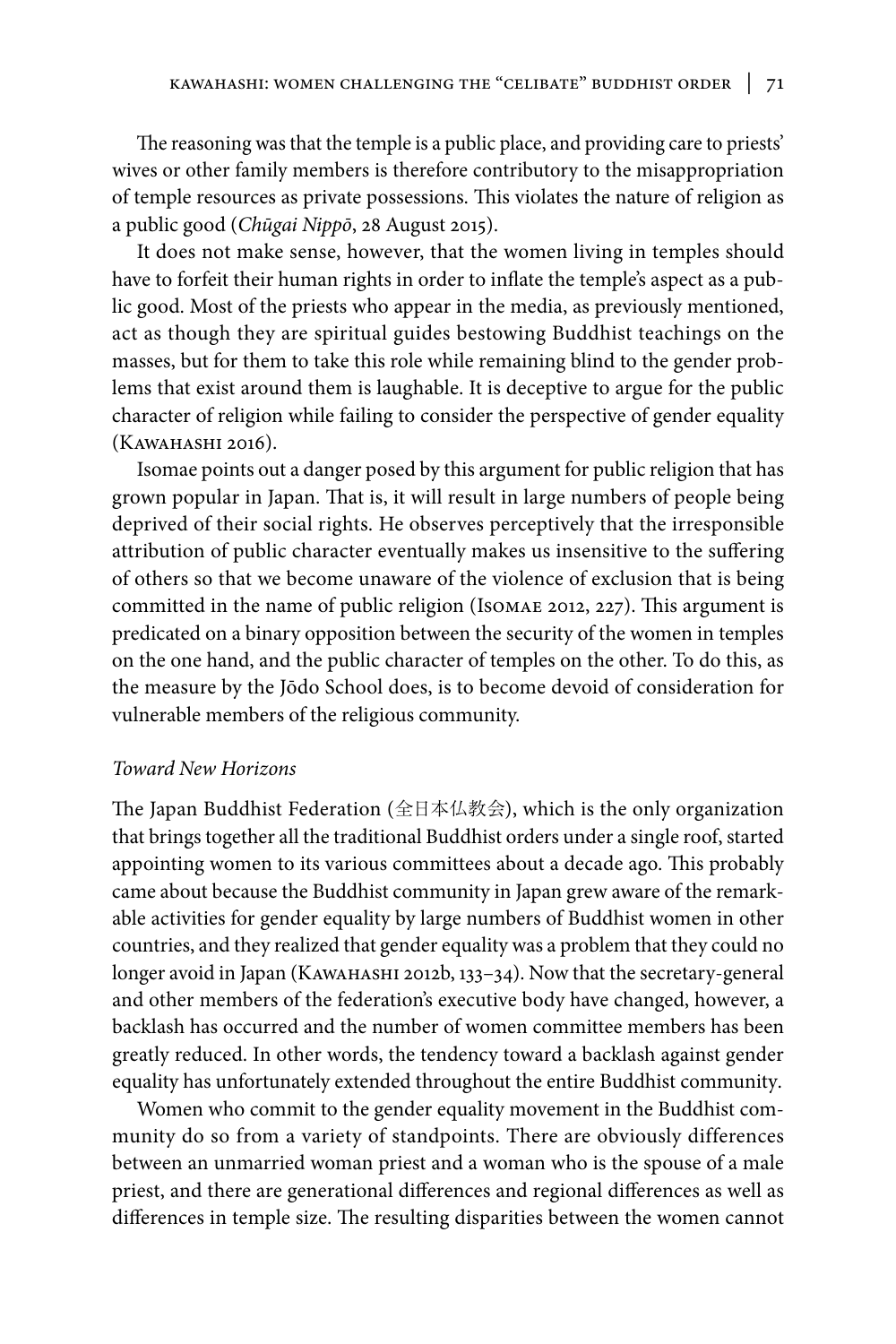The reasoning was that the temple is a public place, and providing care to priests' wives or other family members is therefore contributory to the misappropriation of temple resources as private possessions. This violates the nature of religion as a public good (*Chūgai Nippō*, 28 August 2015).

It does not make sense, however, that the women living in temples should have to forfeit their human rights in order to inflate the temple's aspect as a public good. Most of the priests who appear in the media, as previously mentioned, act as though they are spiritual guides bestowing Buddhist teachings on the masses, but for them to take this role while remaining blind to the gender problems that exist around them is laughable. It is deceptive to argue for the public character of religion while failing to consider the perspective of gender equality (Kawahashi 2016).

Isomae points out a danger posed by this argument for public religion that has grown popular in Japan. That is, it will result in large numbers of people being deprived of their social rights. He observes perceptively that the irresponsible attribution of public character eventually makes us insensitive to the suffering of others so that we become unaware of the violence of exclusion that is being committed in the name of public religion (Isomae 2012, 227). This argument is predicated on a binary opposition between the security of the women in temples on the one hand, and the public character of temples on the other. To do this, as the measure by the Jōdo School does, is to become devoid of consideration for vulnerable members of the religious community.

### *Toward New Horizons*

The Japan Buddhist Federation (全日本仏教会), which is the only organization that brings together all the traditional Buddhist orders under a single roof, started appointing women to its various committees about a decade ago. This probably came about because the Buddhist community in Japan grew aware of the remarkable activities for gender equality by large numbers of Buddhist women in other countries, and they realized that gender equality was a problem that they could no longer avoid in Japan (Kawahashi 2012b, 133–34). Now that the secretary-general and other members of the federation's executive body have changed, however, a backlash has occurred and the number of women committee members has been greatly reduced. In other words, the tendency toward a backlash against gender equality has unfortunately extended throughout the entire Buddhist community.

Women who commit to the gender equality movement in the Buddhist community do so from a variety of standpoints. There are obviously differences between an unmarried woman priest and a woman who is the spouse of a male priest, and there are generational differences and regional differences as well as differences in temple size. The resulting disparities between the women cannot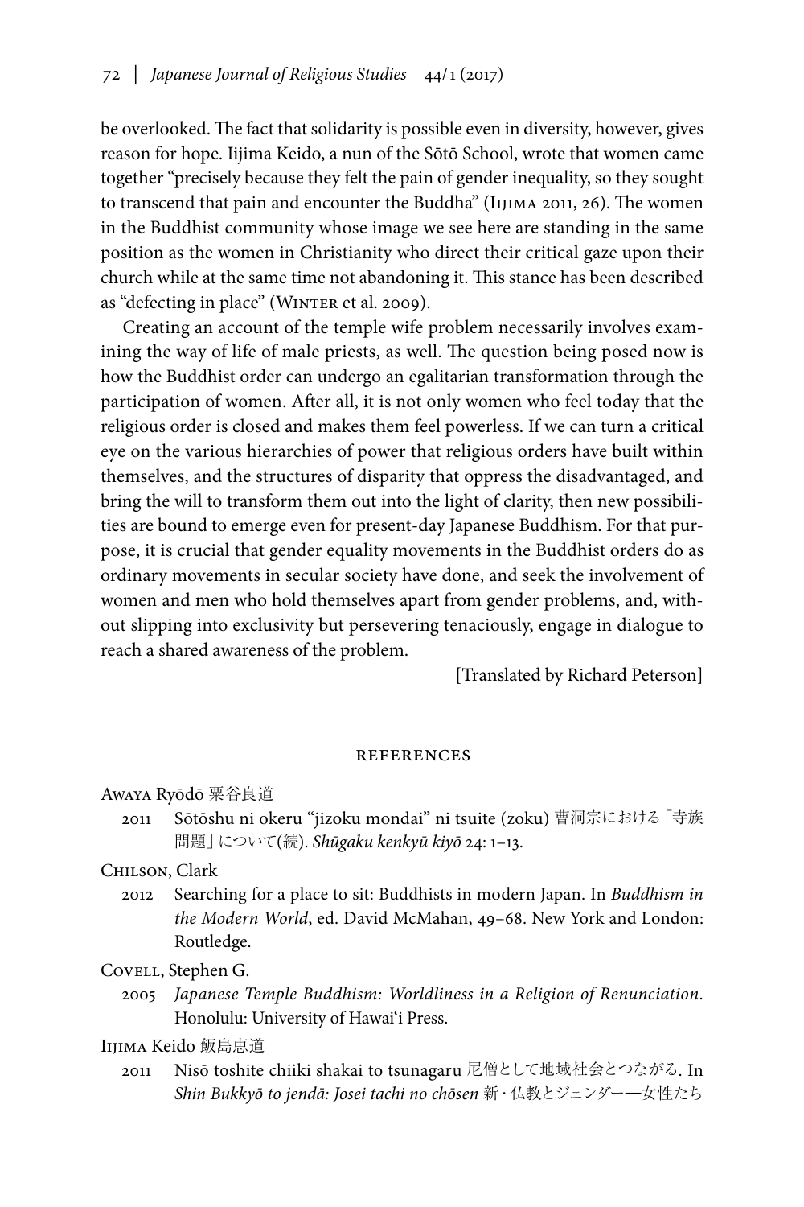be overlooked. The fact that solidarity is possible even in diversity, however, gives reason for hope. Iijima Keido, a nun of the Sōtō School, wrote that women came together "precisely because they felt the pain of gender inequality, so they sought to transcend that pain and encounter the Buddha" (Iijima 2011, 26). The women in the Buddhist community whose image we see here are standing in the same position as the women in Christianity who direct their critical gaze upon their church while at the same time not abandoning it. This stance has been described as "defecting in place" (Winter et al. 2009).

Creating an account of the temple wife problem necessarily involves examining the way of life of male priests, as well. The question being posed now is how the Buddhist order can undergo an egalitarian transformation through the participation of women. After all, it is not only women who feel today that the religious order is closed and makes them feel powerless. If we can turn a critical eye on the various hierarchies of power that religious orders have built within themselves, and the structures of disparity that oppress the disadvantaged, and bring the will to transform them out into the light of clarity, then new possibilities are bound to emerge even for present-day Japanese Buddhism. For that purpose, it is crucial that gender equality movements in the Buddhist orders do as ordinary movements in secular society have done, and seek the involvement of women and men who hold themselves apart from gender problems, and, without slipping into exclusivity but persevering tenaciously, engage in dialogue to reach a shared awareness of the problem.

[Translated by Richard Peterson]

## References

Awaya Ryōdō 粟谷良道

2011 Sōtōshu ni okeru "jizoku mondai" ni tsuite (zoku) 曹洞宗における「寺族問題」について(続). *Shūgaku kenkyū kiyō* 24: 1–13.

Chilson, Clark

2012 Searching for a place to sit: Buddhists in modern Japan. In *Buddhism in the Modern World*, ed. David McMahan, 49–68. New York and London: Routledge.

Covell, Stephen G.

2005 *Japanese Temple Buddhism: Worldliness in a Religion of Renunciation*. Honolulu: University of Hawai'i Press.

Iijima Keido 飯島恵道

2011 Nisō toshite chiiki shakai to tsunagaru 尼僧として地域社会とつながる. In *Shin Bukkyō to jendā: Josei tachi no chōsen* 新・仏教とジェンダー—女性たち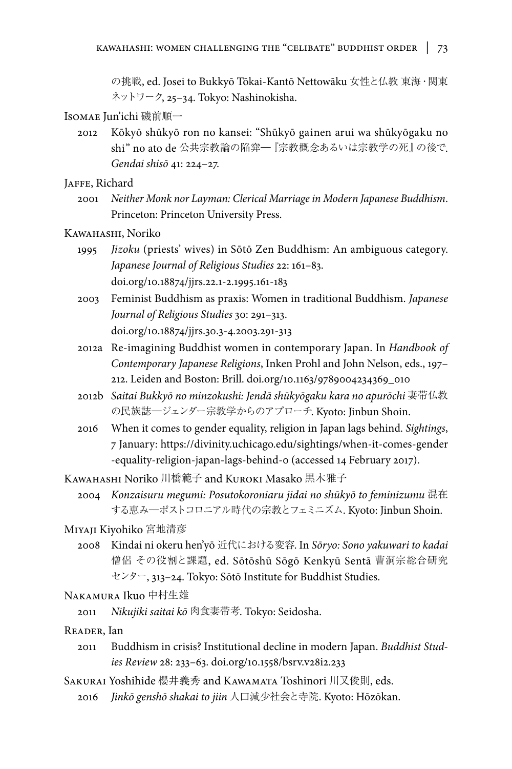の挑戦, ed. Josei to Bukkyō Tōkai-Kantō Nettowāku 女性と仏教 東海・関東ネットワーク, 25–34. Tokyo: Nashinokisha.

Isomae Jun'ichi 磯前順一

2012 Kōkyō shūkyō ron no kansei: "Shūkyō gainen arui wa shūkyōgaku no shi" no ato de 公共宗教論の陥穽―『宗教概念あるいは宗教学の死』の後で. *Gendai shisō* 41: 224–27.

Jaffe, Richard

2001 *Neither Monk nor Layman: Clerical Marriage in Modern Japanese Buddhism*. Princeton: Princeton University Press.

Kawahashi, Noriko

1995 *Jizoku* (priests' wives) in Sōtō Zen Buddhism: An ambiguous category. *Japanese Journal of Religious Studies* 22: 161–83. doi.org/10.18874/jjrs.22.1-2.1995.161-183

2003 Feminist Buddhism as praxis: Women in traditional Buddhism. *Japanese Journal of Religious Studies* 30: 291–313. doi.org/10.18874/jjrs.30.3-4.2003.291-313

2012a Re-imagining Buddhist women in contemporary Japan. In *Handbook of Contemporary Japanese Religions*, Inken Prohl and John Nelson, eds., 197–212. Leiden and Boston: Brill. doi.org/10.1163/9789004234369_010

2012b *Saitai Bukkyō no minzokushi: Jendā shūkyōgaku kara no apurōchi* 妻帯仏教の民族誌―ジェンダー宗教学からのアプローチ. Kyoto: Jinbun Shoin.

2016 When it comes to gender equality, religion in Japan lags behind. *Sightings*, 7 January: https://divinity.uchicago.edu/sightings/when-it-comes-gender-equality-religion-japan-lags-behind-0 (accessed 14 February 2017).

Kawahashi Noriko 川橋範子 and Kuroki Masako 黒木雅子

2004 *Konzaisuru megumi: Posutokoroniaru jidai no shūkyō to feminizumu* 混在する恵み―ポストコロニアル時代の宗教とフェミニズム. Kyoto: Jinbun Shoin.

Miyaji Kiyohiko 宮地清彦

2008 Kindai ni okeru hen'yō 近代における変容. In *Sōryo: Sono yakuwari to kadai* 僧侶 その役割と課題, ed. Sōtōshū Sōgō Kenkyū Sentā 曹洞宗総合研究センター, 313–24. Tokyo: Sōtō Institute for Buddhist Studies.

Nakamura Ikuo 中村生雄

2011 *Nikujiki saitai kō* 肉食妻帯考. Tokyo: Seidosha.

Reader, Ian

2011 Buddhism in crisis? Institutional decline in modern Japan. *Buddhist Studies Review* 28: 233–63. doi.org/10.1558/bsrv.v28i2.233

Sakurai Yoshihide 櫻井義秀 and Kawamata Toshinori 川又俊則, eds.

2016 *Jinkō genshō shakai to jiin* 人口減少社会と寺院. Kyoto: Hōzōkan.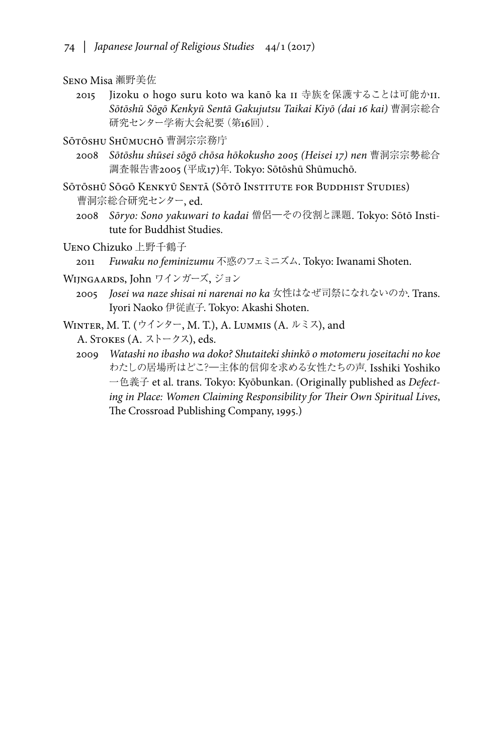Seno Misa 瀬野美佐

2015 Jizoku o hogo suru koto wa kanō ka II 寺族を保護することは可能かII. *Sōtōshū Sōgō Kenkyū Sentā Gakujutsu Taikai Kiyō (dai 16 kai)* 曹洞宗総合研究センター学術大会紀要（第16回）.

Sōtōshu Shūmuchō 曹洞宗宗務庁

2008 *Sōtōshu shūsei sōgō chōsa hōkokusho 2005 (Heisei 17) nen* 曹洞宗宗勢総合調査報告書2005 (平成17)年. Tokyo: Sōtōshū Shūmuchō.

Sōtōshū Sōgō Kenkyū Sentā (Sōtō Institute for Buddhist Studies) 曹洞宗総合研究センター, ed.

2008 *Sōryo: Sono yakuwari to kadai* 僧侶—その役割と課題. Tokyo: Sōtō Institute for Buddhist Studies.

Ueno Chizuko 上野千鶴子

2011 *Fuwaku no feminizumu* 不惑のフェミニズム. Tokyo: Iwanami Shoten.

Wijngaards, John ワインガーズ, ジョン

2005 *Josei wa naze shisai ni narenai no ka* 女性はなぜ司祭になれないのか. Trans. Iyori Naoko 伊従直子. Tokyo: Akashi Shoten.

Winter, M. T. (ウインター, M. T.), A. Lummis (A. ルミス), and A. Stokes (A. ストークス), eds.

2009 *Watashi no ibasho wa doko? Shutaiteki shinkō o motomeru joseitachi no koe* わたしの居場所はどこ?—主体的信仰を求める女性たちの声. Isshiki Yoshiko 一色義子 et al. trans. Tokyo: Kyōbunkan. (Originally published as *Defecting in Place: Women Claiming Responsibility for Their Own Spiritual Lives*, The Crossroad Publishing Company, 1995.)